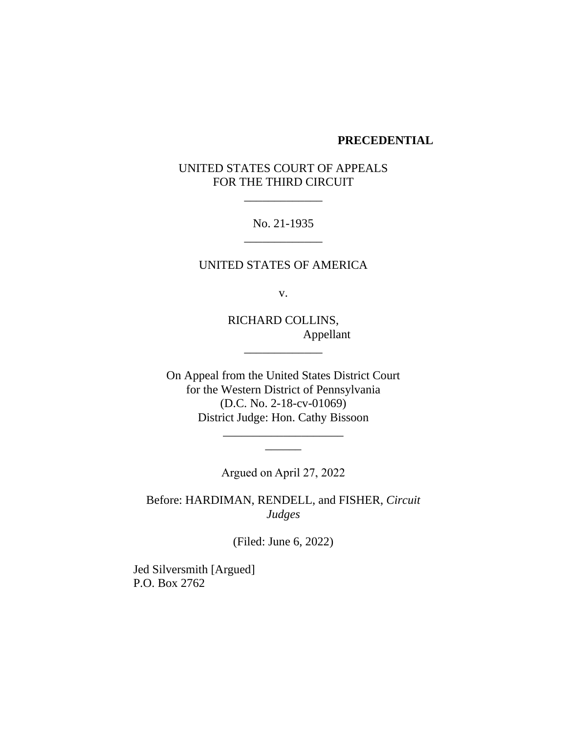**PRECEDENTIAL**

UNITED STATES COURT OF APPEALS
FOR THE THIRD CIRCUIT

\_\_\_\_\_\_\_\_\_\_\_\_\_

No. 21-1935

\_\_\_\_\_\_\_\_\_\_\_\_\_

UNITED STATES OF AMERICA

v.

RICHARD COLLINS,
Appellant

\_\_\_\_\_\_\_\_\_\_\_\_\_

On Appeal from the United States District Court
for the Western District of Pennsylvania
(D.C. No. 2-18-cv-01069)
District Judge: Hon. Cathy Bissoon

\_\_\_\_\_\_\_\_\_\_\_\_\_\_\_\_\_\_\_\_

\_\_\_\_\_\_

Argued on April 27, 2022

Before: HARDIMAN, RENDELL, and FISHER, *Circuit Judges*

(Filed: June 6, 2022)

Jed Silversmith [Argued]
P.O. Box 2762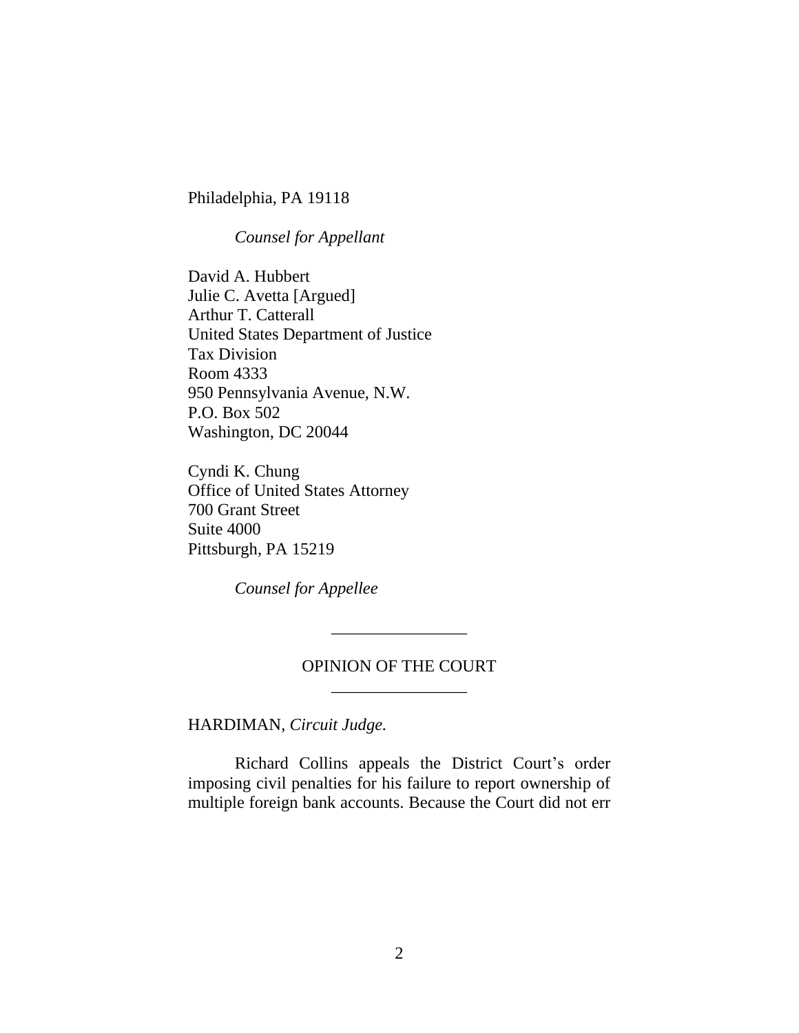Philadelphia, PA 19118

*Counsel for Appellant*

David A. Hubbert
Julie C. Avetta [Argued]
Arthur T. Catterall
United States Department of Justice
Tax Division
Room 4333
950 Pennsylvania Avenue, N.W.
P.O. Box 502
Washington, DC 20044

Cyndi K. Chung
Office of United States Attorney
700 Grant Street
Suite 4000
Pittsburgh, PA 15219

*Counsel for Appellee*

---

OPINION OF THE COURT

---

HARDIMAN, *Circuit Judge.*

Richard Collins appeals the District Court's order imposing civil penalties for his failure to report ownership of multiple foreign bank accounts. Because the Court did not err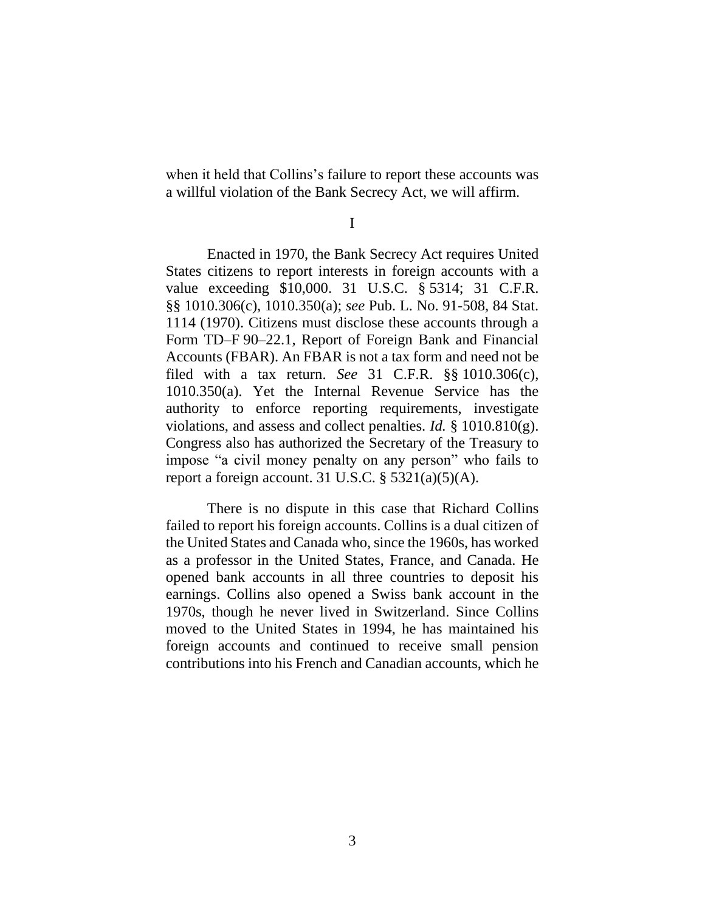when it held that Collins's failure to report these accounts was a willful violation of the Bank Secrecy Act, we will affirm.

I

Enacted in 1970, the Bank Secrecy Act requires United States citizens to report interests in foreign accounts with a value exceeding $10,000. 31 U.S.C. § 5314; 31 C.F.R. §§ 1010.306(c), 1010.350(a); *see* Pub. L. No. 91-508, 84 Stat. 1114 (1970). Citizens must disclose these accounts through a Form TD–F 90–22.1, Report of Foreign Bank and Financial Accounts (FBAR). An FBAR is not a tax form and need not be filed with a tax return. *See* 31 C.F.R. §§ 1010.306(c), 1010.350(a). Yet the Internal Revenue Service has the authority to enforce reporting requirements, investigate violations, and assess and collect penalties. *Id.* § 1010.810(g). Congress also has authorized the Secretary of the Treasury to impose "a civil money penalty on any person" who fails to report a foreign account. 31 U.S.C. § 5321(a)(5)(A).

There is no dispute in this case that Richard Collins failed to report his foreign accounts. Collins is a dual citizen of the United States and Canada who, since the 1960s, has worked as a professor in the United States, France, and Canada. He opened bank accounts in all three countries to deposit his earnings. Collins also opened a Swiss bank account in the 1970s, though he never lived in Switzerland. Since Collins moved to the United States in 1994, he has maintained his foreign accounts and continued to receive small pension contributions into his French and Canadian accounts, which he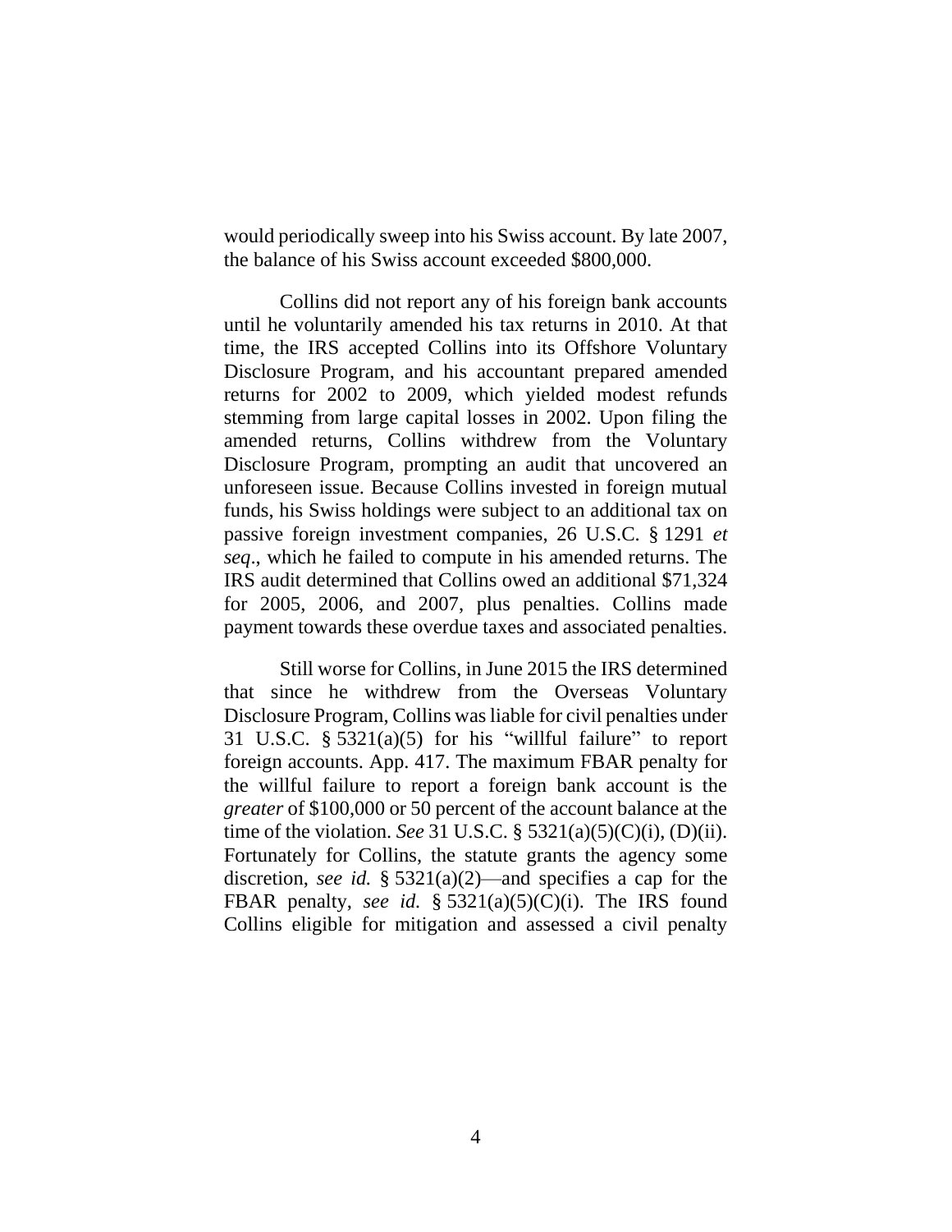would periodically sweep into his Swiss account. By late 2007, the balance of his Swiss account exceeded $800,000.

Collins did not report any of his foreign bank accounts until he voluntarily amended his tax returns in 2010. At that time, the IRS accepted Collins into its Offshore Voluntary Disclosure Program, and his accountant prepared amended returns for 2002 to 2009, which yielded modest refunds stemming from large capital losses in 2002. Upon filing the amended returns, Collins withdrew from the Voluntary Disclosure Program, prompting an audit that uncovered an unforeseen issue. Because Collins invested in foreign mutual funds, his Swiss holdings were subject to an additional tax on passive foreign investment companies, 26 U.S.C. § 1291 *et seq*., which he failed to compute in his amended returns. The IRS audit determined that Collins owed an additional $71,324 for 2005, 2006, and 2007, plus penalties. Collins made payment towards these overdue taxes and associated penalties.

Still worse for Collins, in June 2015 the IRS determined that since he withdrew from the Overseas Voluntary Disclosure Program, Collins was liable for civil penalties under 31 U.S.C. § 5321(a)(5) for his "willful failure" to report foreign accounts. App. 417. The maximum FBAR penalty for the willful failure to report a foreign bank account is the *greater* of $100,000 or 50 percent of the account balance at the time of the violation. *See* 31 U.S.C. § 5321(a)(5)(C)(i), (D)(ii). Fortunately for Collins, the statute grants the agency some discretion, *see id.* § 5321(a)(2)—and specifies a cap for the FBAR penalty, *see id.* § 5321(a)(5)(C)(i). The IRS found Collins eligible for mitigation and assessed a civil penalty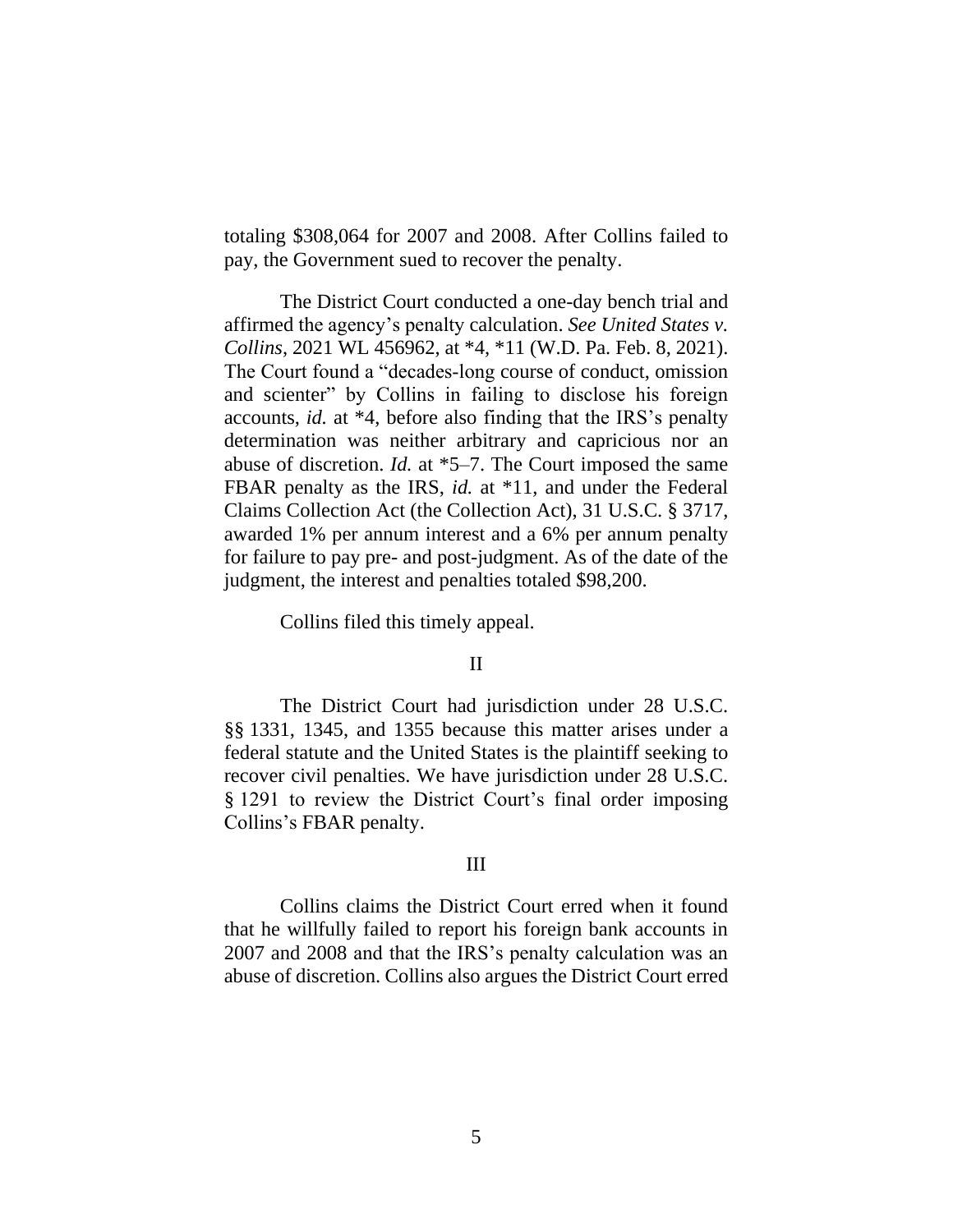totaling $308,064 for 2007 and 2008. After Collins failed to pay, the Government sued to recover the penalty.

The District Court conducted a one-day bench trial and affirmed the agency's penalty calculation. *See United States v. Collins*, 2021 WL 456962, at *4, *11 (W.D. Pa. Feb. 8, 2021). The Court found a "decades-long course of conduct, omission and scienter" by Collins in failing to disclose his foreign accounts, *id.* at *4, before also finding that the IRS's penalty determination was neither arbitrary and capricious nor an abuse of discretion. *Id.* at *5–7. The Court imposed the same FBAR penalty as the IRS, *id.* at *11, and under the Federal Claims Collection Act (the Collection Act), 31 U.S.C. § 3717, awarded 1% per annum interest and a 6% per annum penalty for failure to pay pre- and post-judgment. As of the date of the judgment, the interest and penalties totaled $98,200.

Collins filed this timely appeal.

## II

The District Court had jurisdiction under 28 U.S.C. §§ 1331, 1345, and 1355 because this matter arises under a federal statute and the United States is the plaintiff seeking to recover civil penalties. We have jurisdiction under 28 U.S.C. § 1291 to review the District Court's final order imposing Collins's FBAR penalty.

## III

Collins claims the District Court erred when it found that he willfully failed to report his foreign bank accounts in 2007 and 2008 and that the IRS's penalty calculation was an abuse of discretion. Collins also argues the District Court erred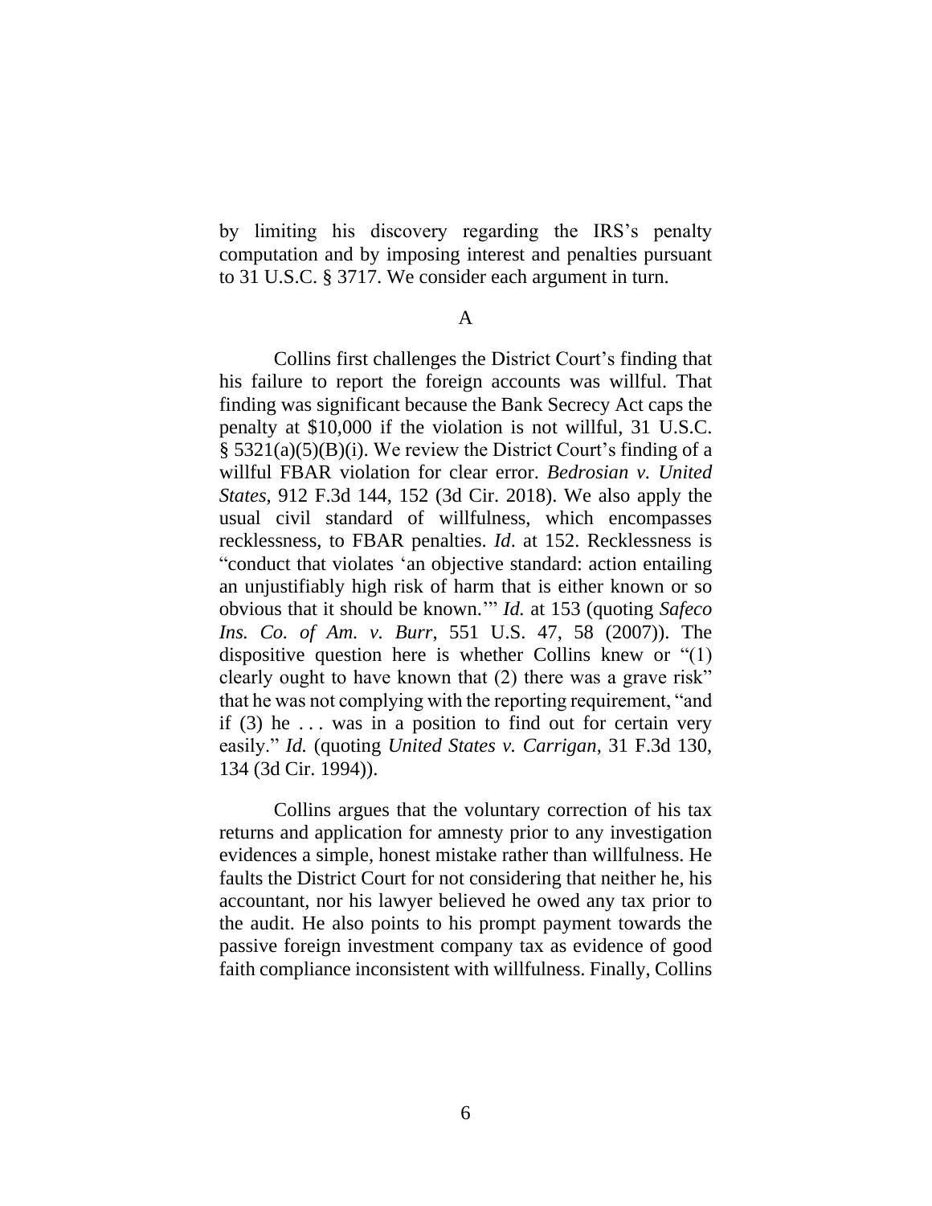by limiting his discovery regarding the IRS's penalty computation and by imposing interest and penalties pursuant to 31 U.S.C. § 3717. We consider each argument in turn.

A

Collins first challenges the District Court's finding that his failure to report the foreign accounts was willful. That finding was significant because the Bank Secrecy Act caps the penalty at $10,000 if the violation is not willful, 31 U.S.C. § 5321(a)(5)(B)(i). We review the District Court's finding of a willful FBAR violation for clear error. *Bedrosian v. United States*, 912 F.3d 144, 152 (3d Cir. 2018). We also apply the usual civil standard of willfulness, which encompasses recklessness, to FBAR penalties. *Id*. at 152. Recklessness is "conduct that violates 'an objective standard: action entailing an unjustifiably high risk of harm that is either known or so obvious that it should be known.'" *Id.* at 153 (quoting *Safeco Ins. Co. of Am. v. Burr*, 551 U.S. 47, 58 (2007)). The dispositive question here is whether Collins knew or "(1) clearly ought to have known that (2) there was a grave risk" that he was not complying with the reporting requirement, "and if (3) he . . . was in a position to find out for certain very easily." *Id.* (quoting *United States v. Carrigan*, 31 F.3d 130, 134 (3d Cir. 1994)).

Collins argues that the voluntary correction of his tax returns and application for amnesty prior to any investigation evidences a simple, honest mistake rather than willfulness. He faults the District Court for not considering that neither he, his accountant, nor his lawyer believed he owed any tax prior to the audit. He also points to his prompt payment towards the passive foreign investment company tax as evidence of good faith compliance inconsistent with willfulness. Finally, Collins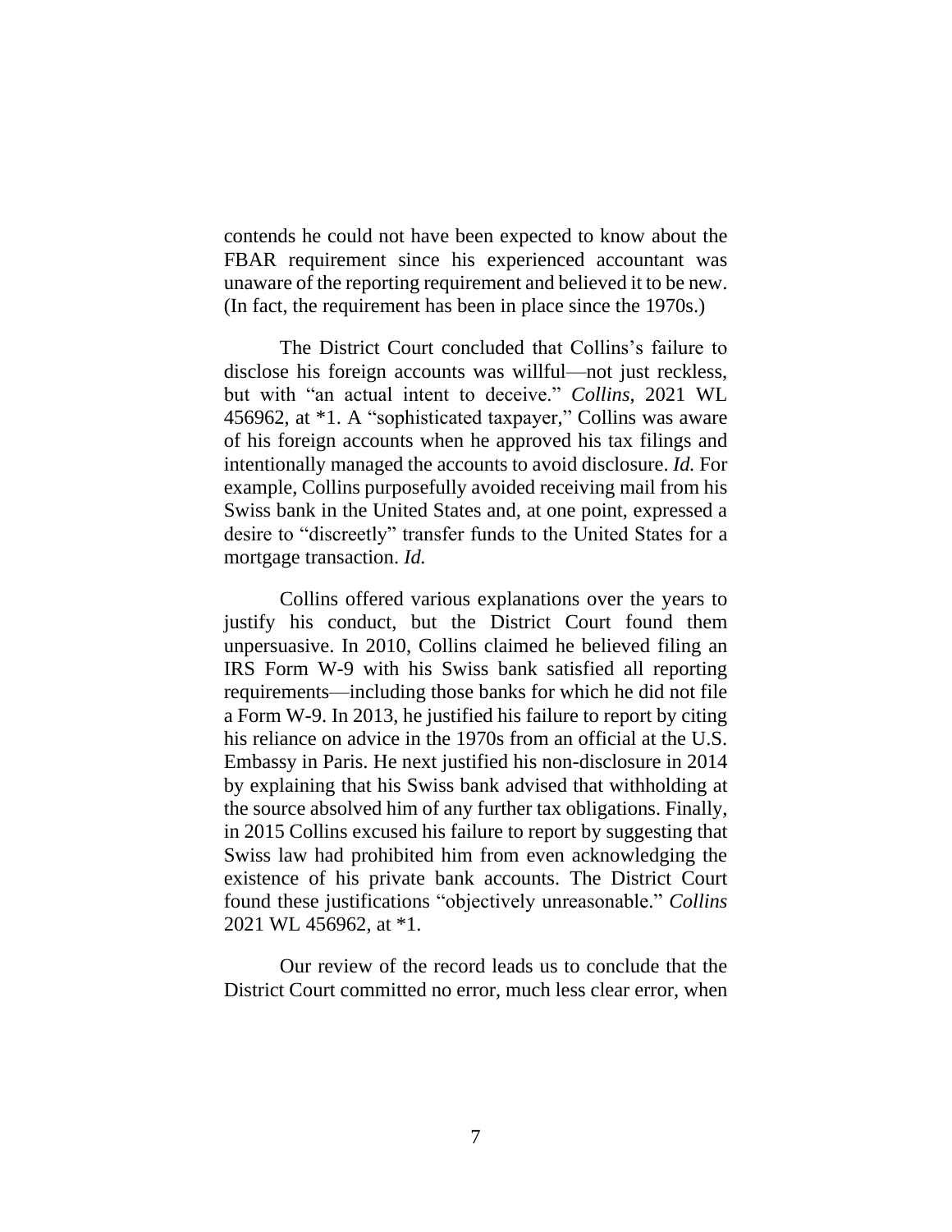contends he could not have been expected to know about the FBAR requirement since his experienced accountant was unaware of the reporting requirement and believed it to be new. (In fact, the requirement has been in place since the 1970s.)

The District Court concluded that Collins's failure to disclose his foreign accounts was willful—not just reckless, but with "an actual intent to deceive." *Collins*, 2021 WL 456962, at *1. A "sophisticated taxpayer," Collins was aware of his foreign accounts when he approved his tax filings and intentionally managed the accounts to avoid disclosure. *Id.* For example, Collins purposefully avoided receiving mail from his Swiss bank in the United States and, at one point, expressed a desire to "discreetly" transfer funds to the United States for a mortgage transaction. *Id.*

Collins offered various explanations over the years to justify his conduct, but the District Court found them unpersuasive. In 2010, Collins claimed he believed filing an IRS Form W-9 with his Swiss bank satisfied all reporting requirements—including those banks for which he did not file a Form W-9. In 2013, he justified his failure to report by citing his reliance on advice in the 1970s from an official at the U.S. Embassy in Paris. He next justified his non-disclosure in 2014 by explaining that his Swiss bank advised that withholding at the source absolved him of any further tax obligations. Finally, in 2015 Collins excused his failure to report by suggesting that Swiss law had prohibited him from even acknowledging the existence of his private bank accounts. The District Court found these justifications "objectively unreasonable." *Collins* 2021 WL 456962, at *1.

Our review of the record leads us to conclude that the District Court committed no error, much less clear error, when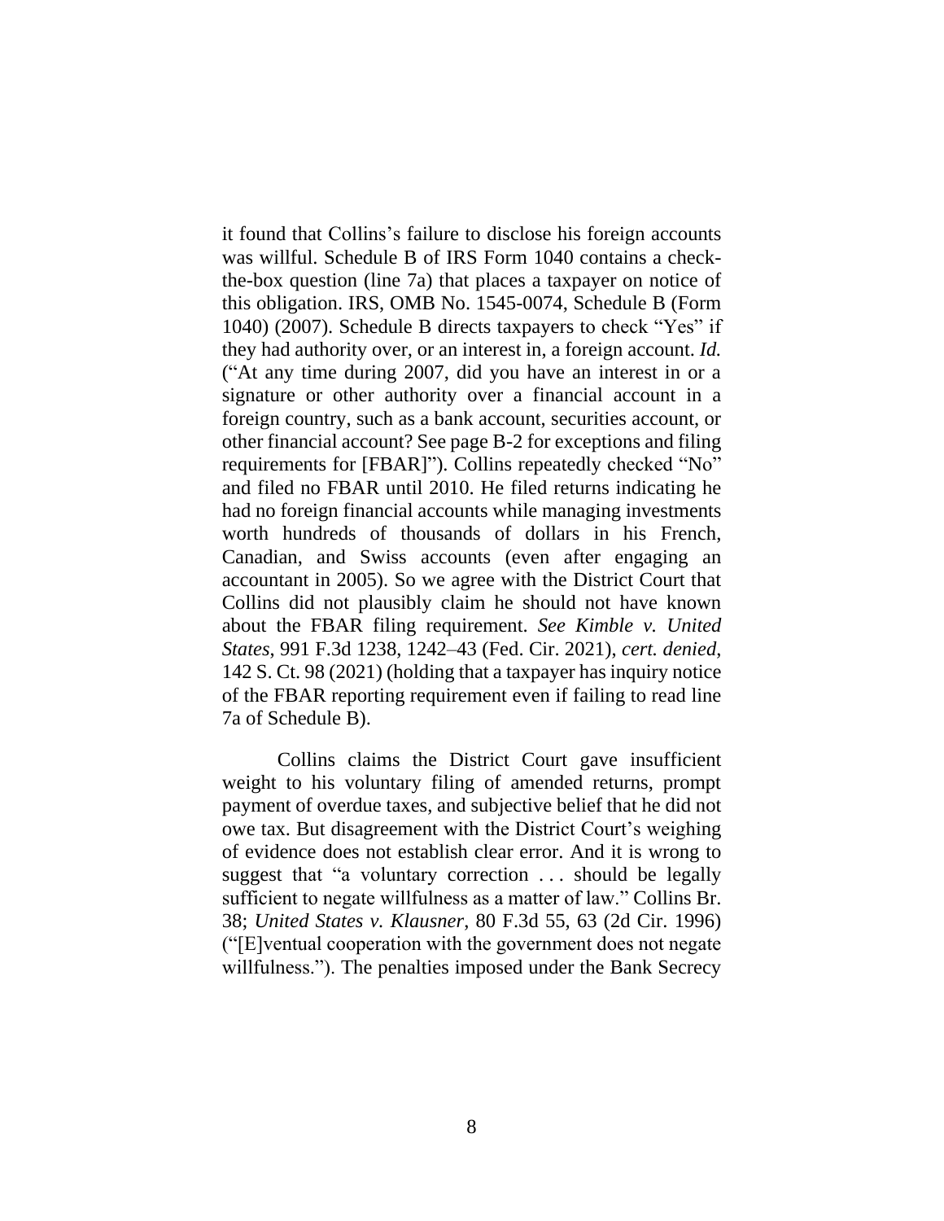it found that Collins's failure to disclose his foreign accounts was willful. Schedule B of IRS Form 1040 contains a check-the-box question (line 7a) that places a taxpayer on notice of this obligation. IRS, OMB No. 1545-0074, Schedule B (Form 1040) (2007). Schedule B directs taxpayers to check "Yes" if they had authority over, or an interest in, a foreign account. *Id.* ("At any time during 2007, did you have an interest in or a signature or other authority over a financial account in a foreign country, such as a bank account, securities account, or other financial account? See page B-2 for exceptions and filing requirements for [FBAR]"). Collins repeatedly checked "No" and filed no FBAR until 2010. He filed returns indicating he had no foreign financial accounts while managing investments worth hundreds of thousands of dollars in his French, Canadian, and Swiss accounts (even after engaging an accountant in 2005). So we agree with the District Court that Collins did not plausibly claim he should not have known about the FBAR filing requirement. *See Kimble v. United States*, 991 F.3d 1238, 1242–43 (Fed. Cir. 2021), *cert. denied*, 142 S. Ct. 98 (2021) (holding that a taxpayer has inquiry notice of the FBAR reporting requirement even if failing to read line 7a of Schedule B).

Collins claims the District Court gave insufficient weight to his voluntary filing of amended returns, prompt payment of overdue taxes, and subjective belief that he did not owe tax. But disagreement with the District Court's weighing of evidence does not establish clear error. And it is wrong to suggest that "a voluntary correction . . . should be legally sufficient to negate willfulness as a matter of law." Collins Br. 38; *United States v. Klausner*, 80 F.3d 55, 63 (2d Cir. 1996) ("[E]ventual cooperation with the government does not negate willfulness."). The penalties imposed under the Bank Secrecy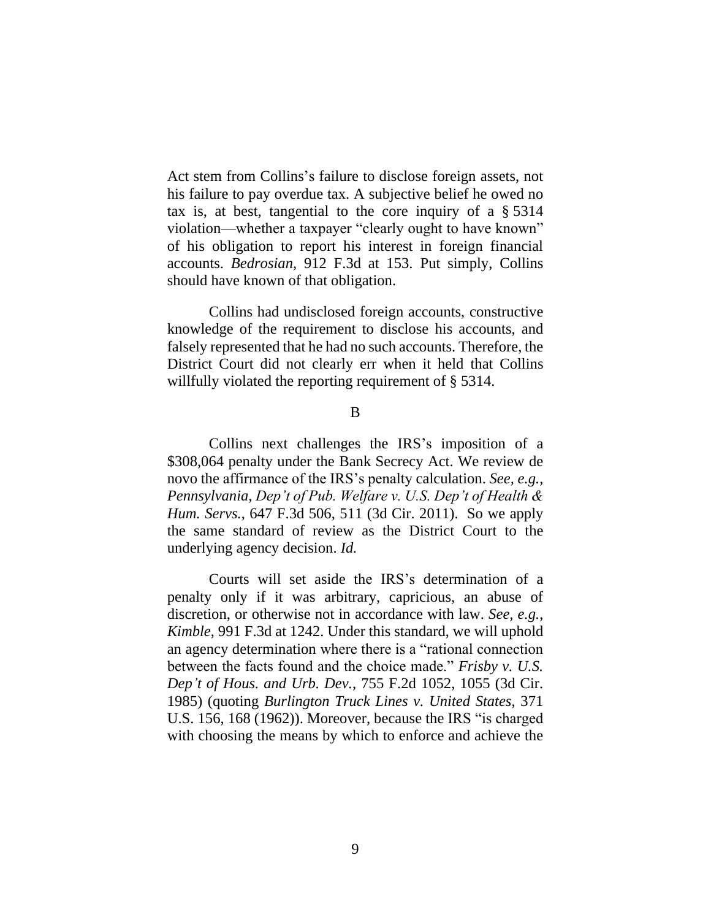Act stem from Collins's failure to disclose foreign assets, not his failure to pay overdue tax. A subjective belief he owed no tax is, at best, tangential to the core inquiry of a § 5314 violation—whether a taxpayer "clearly ought to have known" of his obligation to report his interest in foreign financial accounts. *Bedrosian*, 912 F.3d at 153. Put simply, Collins should have known of that obligation.

Collins had undisclosed foreign accounts, constructive knowledge of the requirement to disclose his accounts, and falsely represented that he had no such accounts. Therefore, the District Court did not clearly err when it held that Collins willfully violated the reporting requirement of § 5314.

B

Collins next challenges the IRS's imposition of a $308,064 penalty under the Bank Secrecy Act. We review de novo the affirmance of the IRS's penalty calculation. *See, e.g.*, *Pennsylvania, Dep't of Pub. Welfare v. U.S. Dep't of Health & Hum. Servs.*, 647 F.3d 506, 511 (3d Cir. 2011). So we apply the same standard of review as the District Court to the underlying agency decision. *Id.*

Courts will set aside the IRS's determination of a penalty only if it was arbitrary, capricious, an abuse of discretion, or otherwise not in accordance with law. *See, e.g.*, *Kimble*, 991 F.3d at 1242. Under this standard, we will uphold an agency determination where there is a "rational connection between the facts found and the choice made." *Frisby v. U.S. Dep't of Hous. and Urb. Dev.*, 755 F.2d 1052, 1055 (3d Cir. 1985) (quoting *Burlington Truck Lines v. United States*, 371 U.S. 156, 168 (1962)). Moreover, because the IRS "is charged with choosing the means by which to enforce and achieve the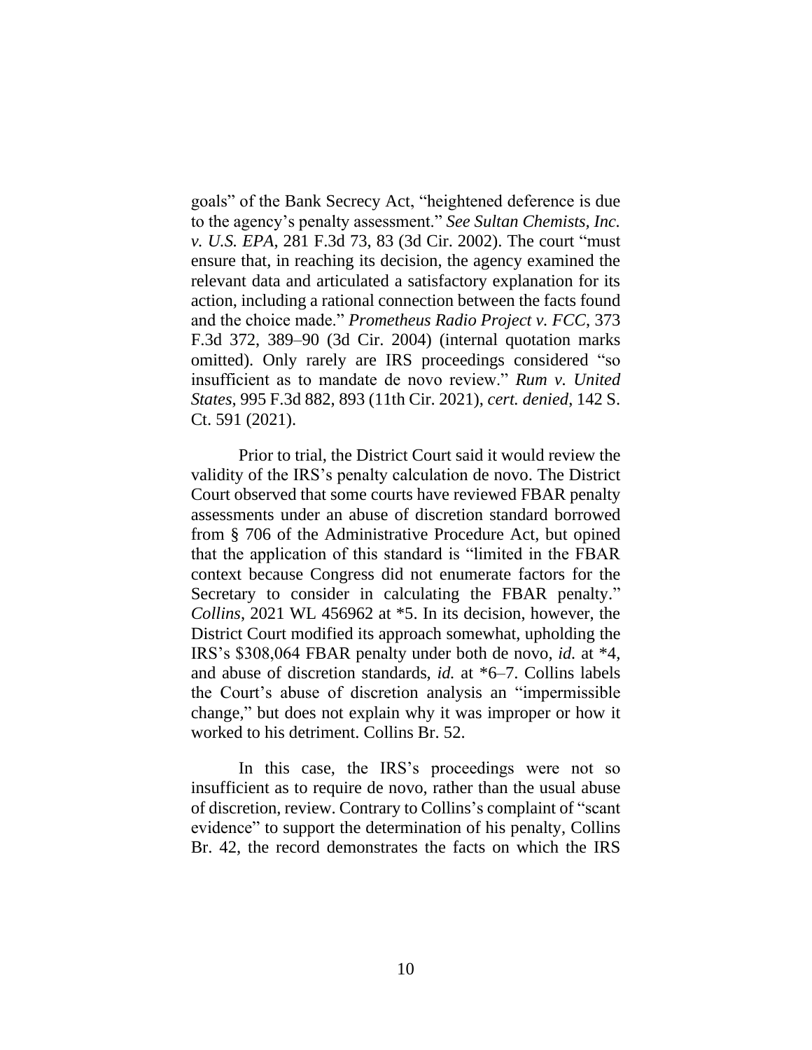goals" of the Bank Secrecy Act, "heightened deference is due to the agency's penalty assessment." *See Sultan Chemists, Inc. v. U.S. EPA*, 281 F.3d 73, 83 (3d Cir. 2002). The court "must ensure that, in reaching its decision, the agency examined the relevant data and articulated a satisfactory explanation for its action, including a rational connection between the facts found and the choice made." *Prometheus Radio Project v. FCC*, 373 F.3d 372, 389–90 (3d Cir. 2004) (internal quotation marks omitted). Only rarely are IRS proceedings considered "so insufficient as to mandate de novo review." *Rum v. United States*, 995 F.3d 882, 893 (11th Cir. 2021), *cert. denied*, 142 S. Ct. 591 (2021).

Prior to trial, the District Court said it would review the validity of the IRS's penalty calculation de novo. The District Court observed that some courts have reviewed FBAR penalty assessments under an abuse of discretion standard borrowed from § 706 of the Administrative Procedure Act, but opined that the application of this standard is "limited in the FBAR context because Congress did not enumerate factors for the Secretary to consider in calculating the FBAR penalty." *Collins*, 2021 WL 456962 at *5. In its decision, however, the District Court modified its approach somewhat, upholding the IRS's $308,064 FBAR penalty under both de novo, *id.* at *4, and abuse of discretion standards, *id.* at *6–7. Collins labels the Court's abuse of discretion analysis an "impermissible change," but does not explain why it was improper or how it worked to his detriment. Collins Br. 52.

In this case, the IRS's proceedings were not so insufficient as to require de novo, rather than the usual abuse of discretion, review. Contrary to Collins's complaint of "scant evidence" to support the determination of his penalty, Collins Br. 42, the record demonstrates the facts on which the IRS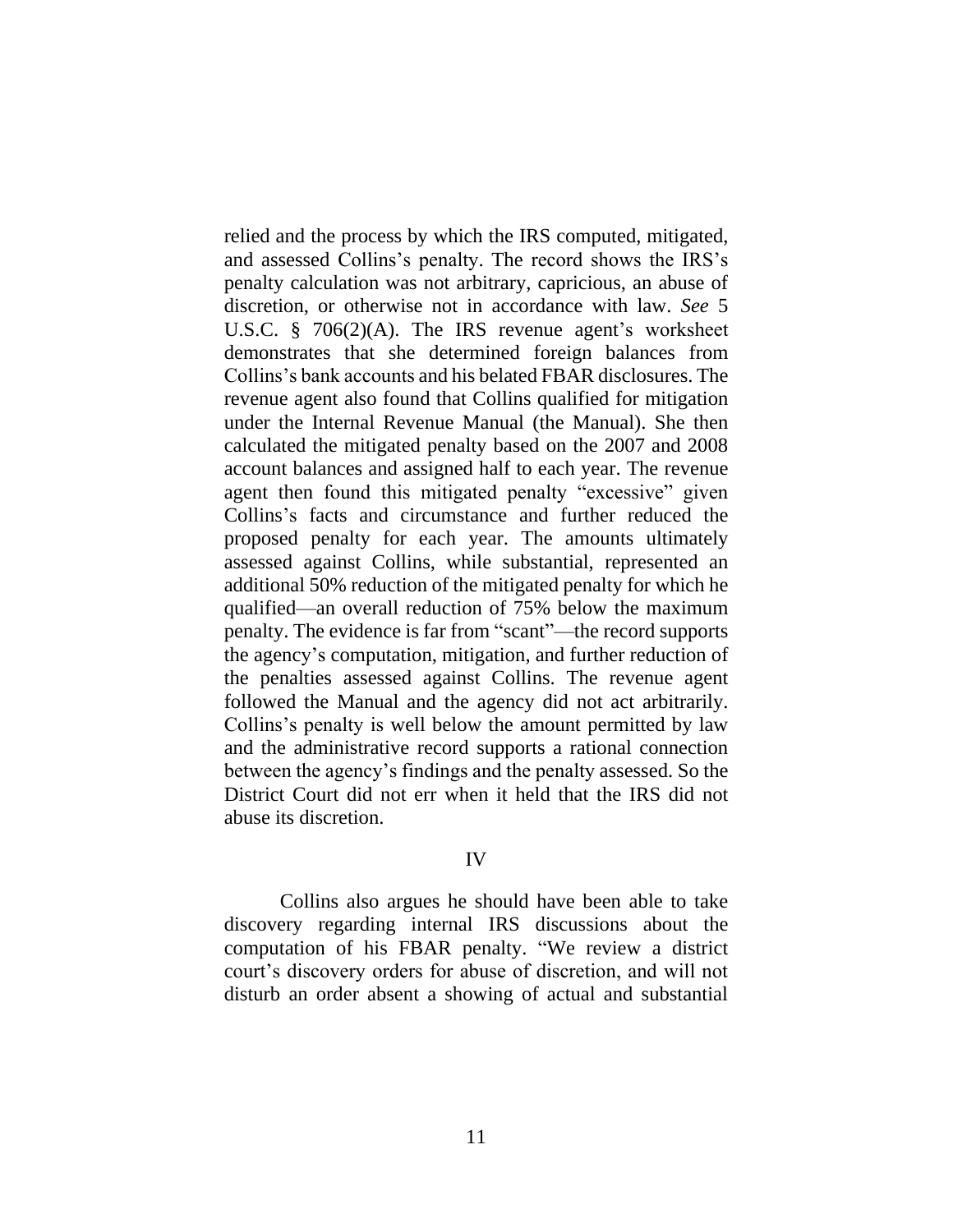relied and the process by which the IRS computed, mitigated, and assessed Collins's penalty. The record shows the IRS's penalty calculation was not arbitrary, capricious, an abuse of discretion, or otherwise not in accordance with law. *See* 5 U.S.C. § 706(2)(A). The IRS revenue agent's worksheet demonstrates that she determined foreign balances from Collins's bank accounts and his belated FBAR disclosures. The revenue agent also found that Collins qualified for mitigation under the Internal Revenue Manual (the Manual). She then calculated the mitigated penalty based on the 2007 and 2008 account balances and assigned half to each year. The revenue agent then found this mitigated penalty "excessive" given Collins's facts and circumstance and further reduced the proposed penalty for each year. The amounts ultimately assessed against Collins, while substantial, represented an additional 50% reduction of the mitigated penalty for which he qualified—an overall reduction of 75% below the maximum penalty. The evidence is far from "scant"—the record supports the agency's computation, mitigation, and further reduction of the penalties assessed against Collins. The revenue agent followed the Manual and the agency did not act arbitrarily. Collins's penalty is well below the amount permitted by law and the administrative record supports a rational connection between the agency's findings and the penalty assessed. So the District Court did not err when it held that the IRS did not abuse its discretion.

## IV

Collins also argues he should have been able to take discovery regarding internal IRS discussions about the computation of his FBAR penalty. "We review a district court's discovery orders for abuse of discretion, and will not disturb an order absent a showing of actual and substantial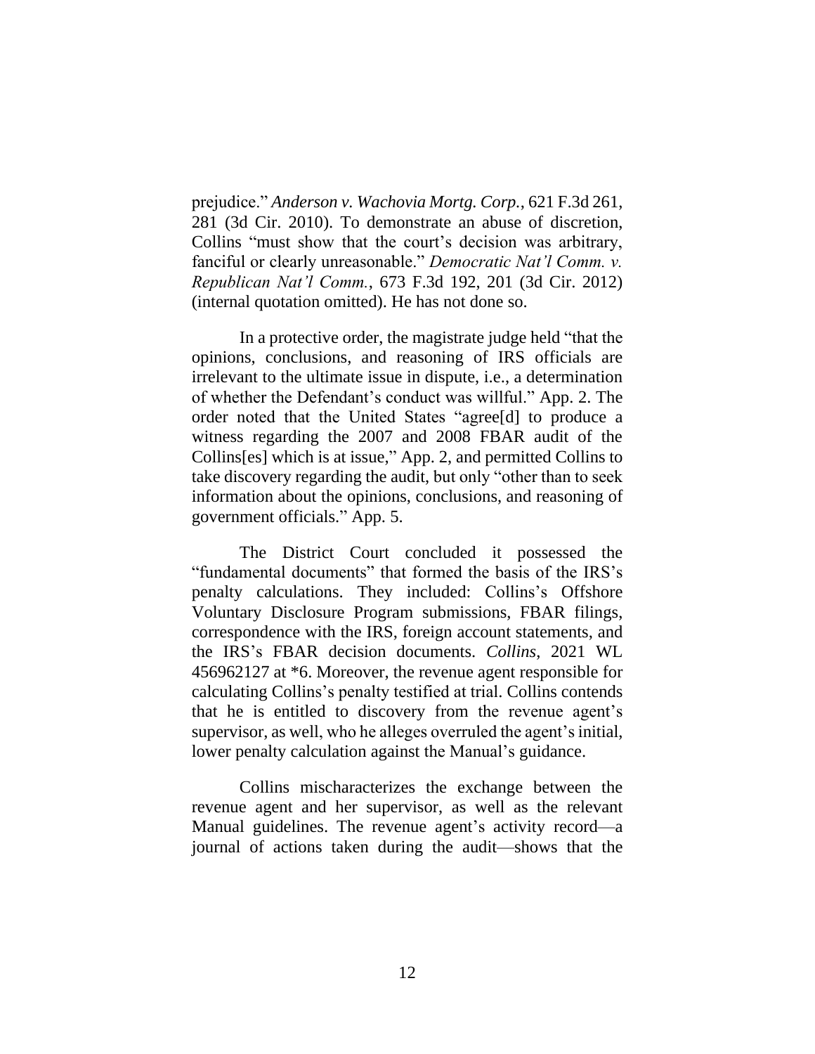prejudice." *Anderson v. Wachovia Mortg. Corp.*, 621 F.3d 261, 281 (3d Cir. 2010). To demonstrate an abuse of discretion, Collins "must show that the court's decision was arbitrary, fanciful or clearly unreasonable." *Democratic Nat'l Comm. v. Republican Nat'l Comm.*, 673 F.3d 192, 201 (3d Cir. 2012) (internal quotation omitted). He has not done so.

In a protective order, the magistrate judge held "that the opinions, conclusions, and reasoning of IRS officials are irrelevant to the ultimate issue in dispute, i.e., a determination of whether the Defendant's conduct was willful." App. 2. The order noted that the United States "agree[d] to produce a witness regarding the 2007 and 2008 FBAR audit of the Collins[es] which is at issue," App. 2, and permitted Collins to take discovery regarding the audit, but only "other than to seek information about the opinions, conclusions, and reasoning of government officials." App. 5.

The District Court concluded it possessed the "fundamental documents" that formed the basis of the IRS's penalty calculations. They included: Collins's Offshore Voluntary Disclosure Program submissions, FBAR filings, correspondence with the IRS, foreign account statements, and the IRS's FBAR decision documents. *Collins*, 2021 WL 456962127 at *6. Moreover, the revenue agent responsible for calculating Collins's penalty testified at trial. Collins contends that he is entitled to discovery from the revenue agent's supervisor, as well, who he alleges overruled the agent's initial, lower penalty calculation against the Manual's guidance.

Collins mischaracterizes the exchange between the revenue agent and her supervisor, as well as the relevant Manual guidelines. The revenue agent's activity record—a journal of actions taken during the audit—shows that the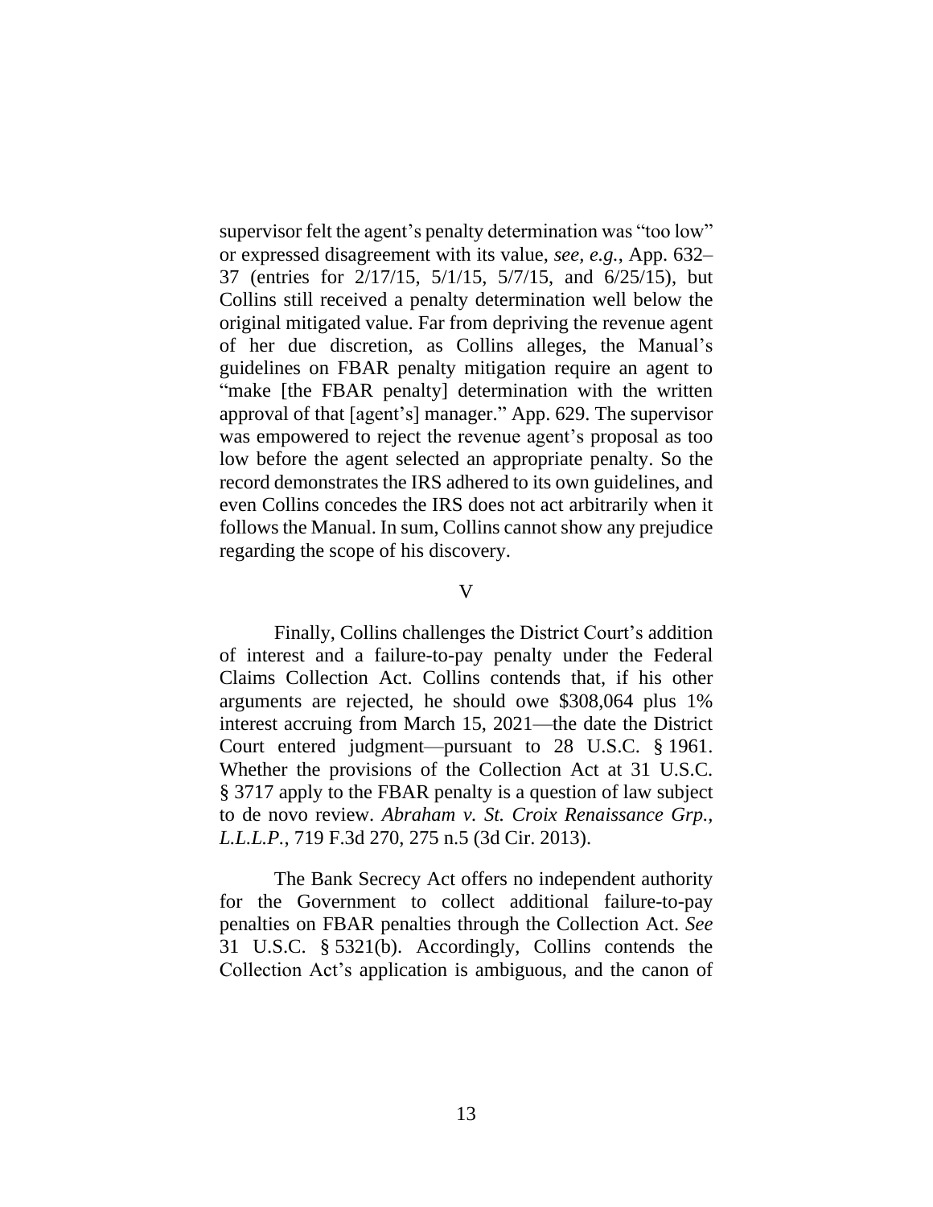supervisor felt the agent's penalty determination was "too low" or expressed disagreement with its value, *see, e.g.*, App. 632–37 (entries for 2/17/15, 5/1/15, 5/7/15, and 6/25/15), but Collins still received a penalty determination well below the original mitigated value. Far from depriving the revenue agent of her due discretion, as Collins alleges, the Manual's guidelines on FBAR penalty mitigation require an agent to "make [the FBAR penalty] determination with the written approval of that [agent's] manager." App. 629. The supervisor was empowered to reject the revenue agent's proposal as too low before the agent selected an appropriate penalty. So the record demonstrates the IRS adhered to its own guidelines, and even Collins concedes the IRS does not act arbitrarily when it follows the Manual. In sum, Collins cannot show any prejudice regarding the scope of his discovery.

## V

Finally, Collins challenges the District Court's addition of interest and a failure-to-pay penalty under the Federal Claims Collection Act. Collins contends that, if his other arguments are rejected, he should owe $308,064 plus 1% interest accruing from March 15, 2021—the date the District Court entered judgment—pursuant to 28 U.S.C. § 1961. Whether the provisions of the Collection Act at 31 U.S.C. § 3717 apply to the FBAR penalty is a question of law subject to de novo review. *Abraham v. St. Croix Renaissance Grp., L.L.L.P.*, 719 F.3d 270, 275 n.5 (3d Cir. 2013).

The Bank Secrecy Act offers no independent authority for the Government to collect additional failure-to-pay penalties on FBAR penalties through the Collection Act. *See* 31 U.S.C. § 5321(b). Accordingly, Collins contends the Collection Act's application is ambiguous, and the canon of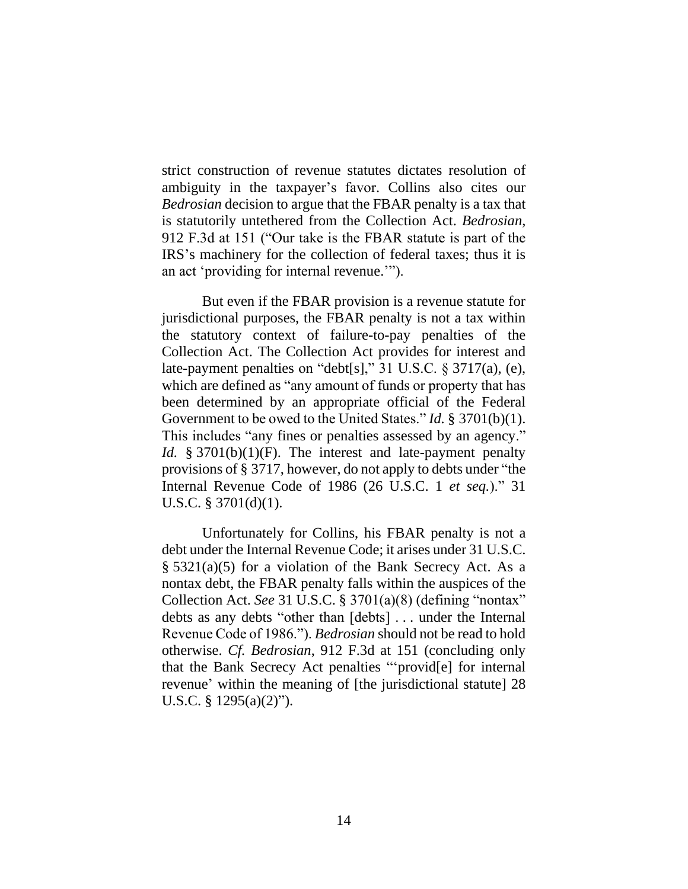strict construction of revenue statutes dictates resolution of ambiguity in the taxpayer's favor. Collins also cites our *Bedrosian* decision to argue that the FBAR penalty is a tax that is statutorily untethered from the Collection Act. *Bedrosian*, 912 F.3d at 151 ("Our take is the FBAR statute is part of the IRS's machinery for the collection of federal taxes; thus it is an act 'providing for internal revenue.'").

But even if the FBAR provision is a revenue statute for jurisdictional purposes, the FBAR penalty is not a tax within the statutory context of failure-to-pay penalties of the Collection Act. The Collection Act provides for interest and late-payment penalties on "debt[s]," 31 U.S.C. § 3717(a), (e), which are defined as "any amount of funds or property that has been determined by an appropriate official of the Federal Government to be owed to the United States." *Id.* § 3701(b)(1). This includes "any fines or penalties assessed by an agency." *Id.* § 3701(b)(1)(F). The interest and late-payment penalty provisions of § 3717, however, do not apply to debts under "the Internal Revenue Code of 1986 (26 U.S.C. 1 *et seq.*)." 31 U.S.C. § 3701(d)(1).

Unfortunately for Collins, his FBAR penalty is not a debt under the Internal Revenue Code; it arises under 31 U.S.C. § 5321(a)(5) for a violation of the Bank Secrecy Act. As a nontax debt, the FBAR penalty falls within the auspices of the Collection Act. *See* 31 U.S.C. § 3701(a)(8) (defining "nontax" debts as any debts "other than [debts] . . . under the Internal Revenue Code of 1986."). *Bedrosian* should not be read to hold otherwise. *Cf. Bedrosian*, 912 F.3d at 151 (concluding only that the Bank Secrecy Act penalties "'provid[e] for internal revenue' within the meaning of [the jurisdictional statute] 28 U.S.C. § 1295(a)(2)").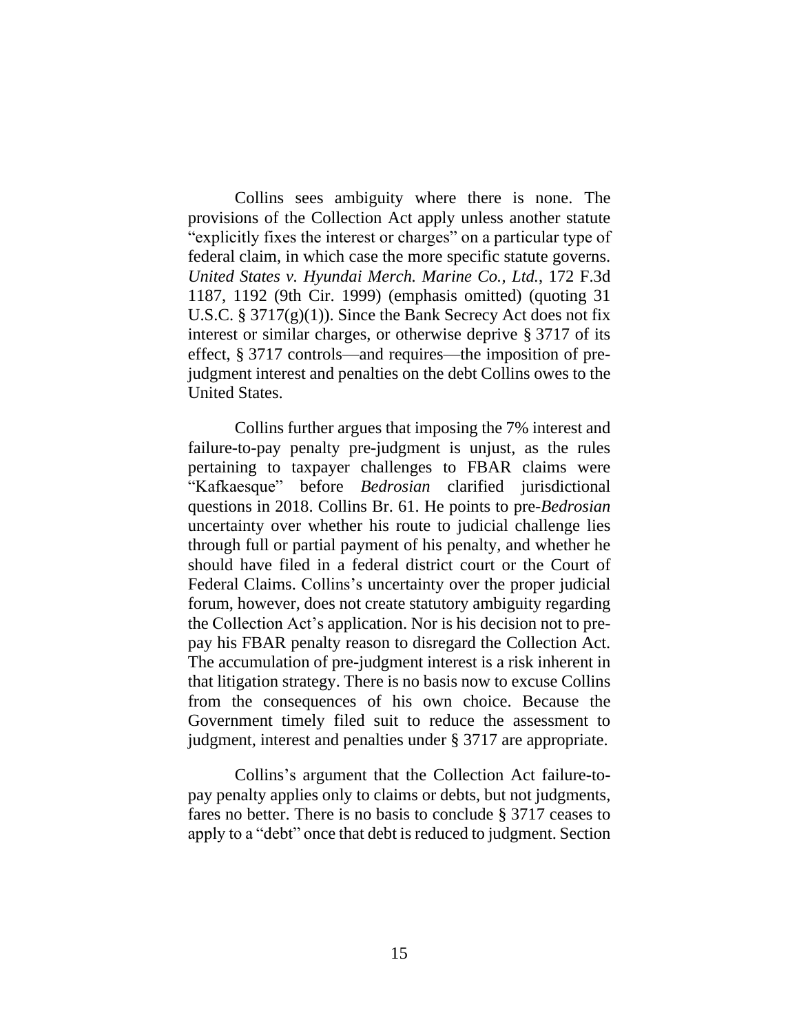Collins sees ambiguity where there is none. The provisions of the Collection Act apply unless another statute "explicitly fixes the interest or charges" on a particular type of federal claim, in which case the more specific statute governs. *United States v. Hyundai Merch. Marine Co., Ltd.*, 172 F.3d 1187, 1192 (9th Cir. 1999) (emphasis omitted) (quoting 31 U.S.C. § 3717(g)(1)). Since the Bank Secrecy Act does not fix interest or similar charges, or otherwise deprive § 3717 of its effect, § 3717 controls—and requires—the imposition of pre-judgment interest and penalties on the debt Collins owes to the United States.

Collins further argues that imposing the 7% interest and failure-to-pay penalty pre-judgment is unjust, as the rules pertaining to taxpayer challenges to FBAR claims were "Kafkaesque" before *Bedrosian* clarified jurisdictional questions in 2018. Collins Br. 61. He points to pre-*Bedrosian* uncertainty over whether his route to judicial challenge lies through full or partial payment of his penalty, and whether he should have filed in a federal district court or the Court of Federal Claims. Collins's uncertainty over the proper judicial forum, however, does not create statutory ambiguity regarding the Collection Act's application. Nor is his decision not to pre-pay his FBAR penalty reason to disregard the Collection Act. The accumulation of pre-judgment interest is a risk inherent in that litigation strategy. There is no basis now to excuse Collins from the consequences of his own choice. Because the Government timely filed suit to reduce the assessment to judgment, interest and penalties under § 3717 are appropriate.

Collins's argument that the Collection Act failure-to-pay penalty applies only to claims or debts, but not judgments, fares no better. There is no basis to conclude § 3717 ceases to apply to a "debt" once that debt is reduced to judgment. Section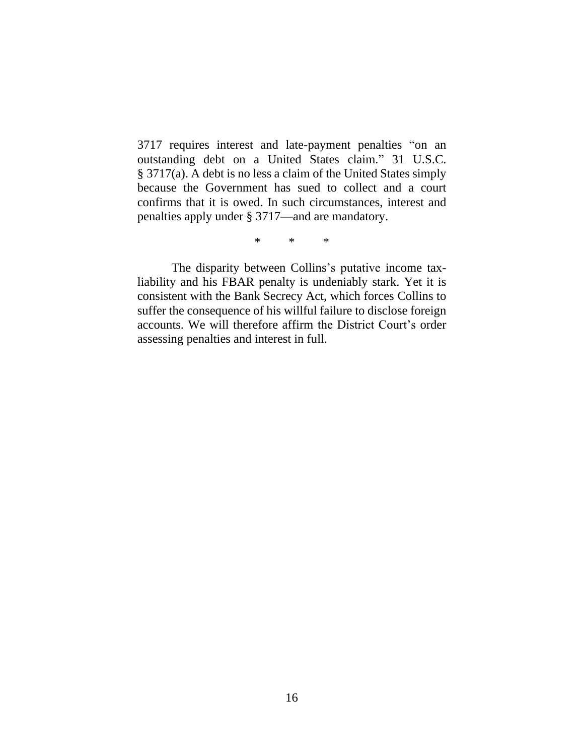3717 requires interest and late-payment penalties "on an outstanding debt on a United States claim." 31 U.S.C. § 3717(a). A debt is no less a claim of the United States simply because the Government has sued to collect and a court confirms that it is owed. In such circumstances, interest and penalties apply under § 3717—and are mandatory.

\* \* \*

The disparity between Collins's putative income tax-liability and his FBAR penalty is undeniably stark. Yet it is consistent with the Bank Secrecy Act, which forces Collins to suffer the consequence of his willful failure to disclose foreign accounts. We will therefore affirm the District Court's order assessing penalties and interest in full.